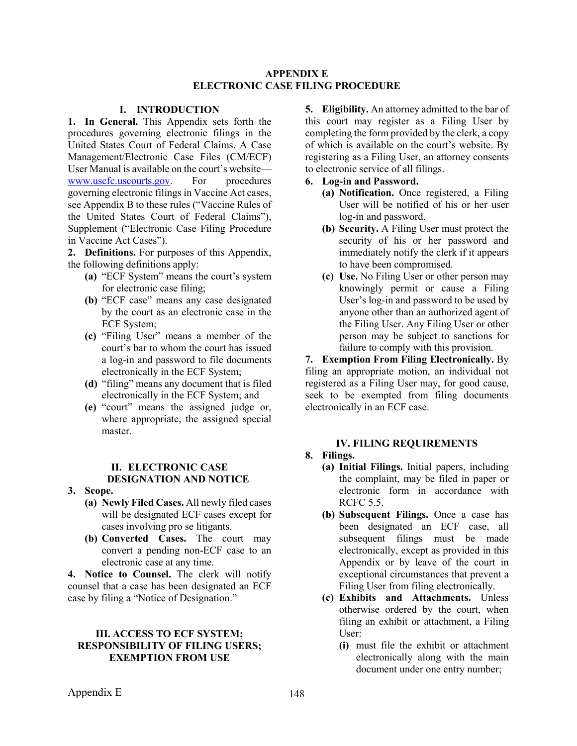# APPENDIX E
# ELECTRONIC CASE FILING PROCEDURE

## I. INTRODUCTION

**1. In General.** This Appendix sets forth the procedures governing electronic filings in the United States Court of Federal Claims. A Case Management/Electronic Case Files (CM/ECF) User Manual is available on the court's website—www.uscfc.uscourts.gov. For procedures governing electronic filings in Vaccine Act cases, see Appendix B to these rules ("Vaccine Rules of the United States Court of Federal Claims"), Supplement ("Electronic Case Filing Procedure in Vaccine Act Cases").

**2. Definitions.** For purposes of this Appendix, the following definitions apply:

- **(a)** "ECF System" means the court's system for electronic case filing;
- **(b)** "ECF case" means any case designated by the court as an electronic case in the ECF System;
- **(c)** "Filing User" means a member of the court's bar to whom the court has issued a log-in and password to file documents electronically in the ECF System;
- **(d)** "filing" means any document that is filed electronically in the ECF System; and
- **(e)** "court" means the assigned judge or, where appropriate, the assigned special master.

## II. ELECTRONIC CASE DESIGNATION AND NOTICE

**3. Scope.**

- **(a) Newly Filed Cases.** All newly filed cases will be designated ECF cases except for cases involving pro se litigants.
- **(b) Converted Cases.** The court may convert a pending non-ECF case to an electronic case at any time.

**4. Notice to Counsel.** The clerk will notify counsel that a case has been designated an ECF case by filing a "Notice of Designation."

## III. ACCESS TO ECF SYSTEM; RESPONSIBILITY OF FILING USERS; EXEMPTION FROM USE

**5. Eligibility.** An attorney admitted to the bar of this court may register as a Filing User by completing the form provided by the clerk, a copy of which is available on the court's website. By registering as a Filing User, an attorney consents to electronic service of all filings.

**6. Log-in and Password.**

- **(a) Notification.** Once registered, a Filing User will be notified of his or her user log-in and password.
- **(b) Security.** A Filing User must protect the security of his or her password and immediately notify the clerk if it appears to have been compromised.
- **(c) Use.** No Filing User or other person may knowingly permit or cause a Filing User's log-in and password to be used by anyone other than an authorized agent of the Filing User. Any Filing User or other person may be subject to sanctions for failure to comply with this provision.

**7. Exemption From Filing Electronically.** By filing an appropriate motion, an individual not registered as a Filing User may, for good cause, seek to be exempted from filing documents electronically in an ECF case.

## IV. FILING REQUIREMENTS

**8. Filings.**

- **(a) Initial Filings.** Initial papers, including the complaint, may be filed in paper or electronic form in accordance with RCFC 5.5.
- **(b) Subsequent Filings.** Once a case has been designated an ECF case, all subsequent filings must be made electronically, except as provided in this Appendix or by leave of the court in exceptional circumstances that prevent a Filing User from filing electronically.
- **(c) Exhibits and Attachments.** Unless otherwise ordered by the court, when filing an exhibit or attachment, a Filing User:
  - **(i)** must file the exhibit or attachment electronically along with the main document under one entry number;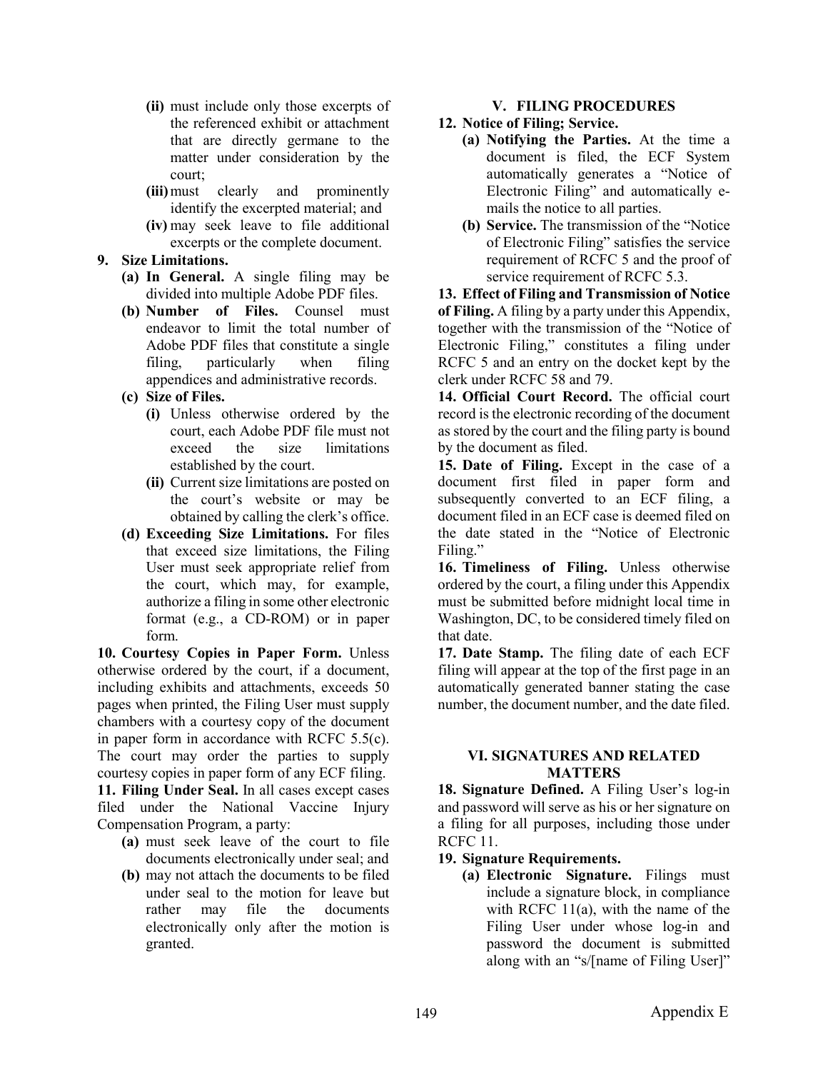- **(ii)** must include only those excerpts of the referenced exhibit or attachment that are directly germane to the matter under consideration by the court;
   - **(iii)** must clearly and prominently identify the excerpted material; and
   - **(iv)** may seek leave to file additional excerpts or the complete document.

**9. Size Limitations.**

- **(a) In General.** A single filing may be divided into multiple Adobe PDF files.
- **(b) Number of Files.** Counsel must endeavor to limit the total number of Adobe PDF files that constitute a single filing, particularly when filing appendices and administrative records.
- **(c) Size of Files.**
   - **(i)** Unless otherwise ordered by the court, each Adobe PDF file must not exceed the size limitations established by the court.
   - **(ii)** Current size limitations are posted on the court's website or may be obtained by calling the clerk's office.
- **(d) Exceeding Size Limitations.** For files that exceed size limitations, the Filing User must seek appropriate relief from the court, which may, for example, authorize a filing in some other electronic format (e.g., a CD-ROM) or in paper form.

**10. Courtesy Copies in Paper Form.** Unless otherwise ordered by the court, if a document, including exhibits and attachments, exceeds 50 pages when printed, the Filing User must supply chambers with a courtesy copy of the document in paper form in accordance with RCFC 5.5(c). The court may order the parties to supply courtesy copies in paper form of any ECF filing.

**11. Filing Under Seal.** In all cases except cases filed under the National Vaccine Injury Compensation Program, a party:

- **(a)** must seek leave of the court to file documents electronically under seal; and
- **(b)** may not attach the documents to be filed under seal to the motion for leave but rather may file the documents electronically only after the motion is granted.

## V. FILING PROCEDURES

**12. Notice of Filing; Service.**

- **(a) Notifying the Parties.** At the time a document is filed, the ECF System automatically generates a "Notice of Electronic Filing" and automatically e-mails the notice to all parties.
- **(b) Service.** The transmission of the "Notice of Electronic Filing" satisfies the service requirement of RCFC 5 and the proof of service requirement of RCFC 5.3.

**13. Effect of Filing and Transmission of Notice of Filing.** A filing by a party under this Appendix, together with the transmission of the "Notice of Electronic Filing," constitutes a filing under RCFC 5 and an entry on the docket kept by the clerk under RCFC 58 and 79.

**14. Official Court Record.** The official court record is the electronic recording of the document as stored by the court and the filing party is bound by the document as filed.

**15. Date of Filing.** Except in the case of a document first filed in paper form and subsequently converted to an ECF filing, a document filed in an ECF case is deemed filed on the date stated in the "Notice of Electronic Filing."

**16. Timeliness of Filing.** Unless otherwise ordered by the court, a filing under this Appendix must be submitted before midnight local time in Washington, DC, to be considered timely filed on that date.

**17. Date Stamp.** The filing date of each ECF filing will appear at the top of the first page in an automatically generated banner stating the case number, the document number, and the date filed.

## VI. SIGNATURES AND RELATED MATTERS

**18. Signature Defined.** A Filing User's log-in and password will serve as his or her signature on a filing for all purposes, including those under RCFC 11.

**19. Signature Requirements.**

- **(a) Electronic Signature.** Filings must include a signature block, in compliance with RCFC 11(a), with the name of the Filing User under whose log-in and password the document is submitted along with an "s/[name of Filing User]"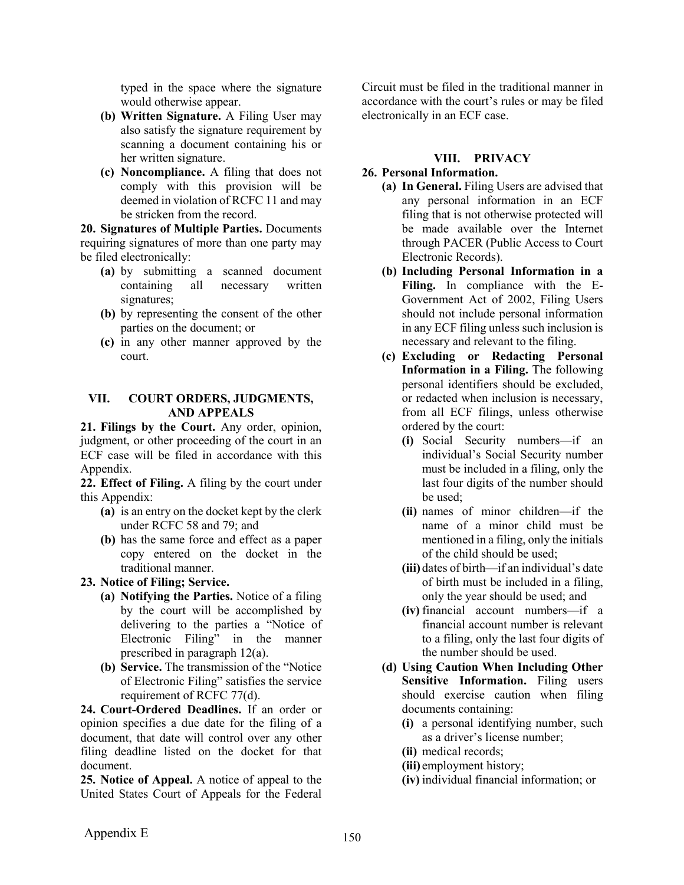typed in the space where the signature would otherwise appear.

- **(b) Written Signature.** A Filing User may also satisfy the signature requirement by scanning a document containing his or her written signature.
- **(c) Noncompliance.** A filing that does not comply with this provision will be deemed in violation of RCFC 11 and may be stricken from the record.

**20. Signatures of Multiple Parties.** Documents requiring signatures of more than one party may be filed electronically:

- **(a)** by submitting a scanned document containing all necessary written signatures;
- **(b)** by representing the consent of the other parties on the document; or
- **(c)** in any other manner approved by the court.

## VII. COURT ORDERS, JUDGMENTS, AND APPEALS

**21. Filings by the Court.** Any order, opinion, judgment, or other proceeding of the court in an ECF case will be filed in accordance with this Appendix.

**22. Effect of Filing.** A filing by the court under this Appendix:

- **(a)** is an entry on the docket kept by the clerk under RCFC 58 and 79; and
- **(b)** has the same force and effect as a paper copy entered on the docket in the traditional manner.

**23. Notice of Filing; Service.**

- **(a) Notifying the Parties.** Notice of a filing by the court will be accomplished by delivering to the parties a "Notice of Electronic Filing" in the manner prescribed in paragraph 12(a).
- **(b) Service.** The transmission of the "Notice of Electronic Filing" satisfies the service requirement of RCFC 77(d).

**24. Court-Ordered Deadlines.** If an order or opinion specifies a due date for the filing of a document, that date will control over any other filing deadline listed on the docket for that document.

**25. Notice of Appeal.** A notice of appeal to the United States Court of Appeals for the Federal Circuit must be filed in the traditional manner in accordance with the court's rules or may be filed electronically in an ECF case.

## VIII. PRIVACY

**26. Personal Information.**

- **(a) In General.** Filing Users are advised that any personal information in an ECF filing that is not otherwise protected will be made available over the Internet through PACER (Public Access to Court Electronic Records).
- **(b) Including Personal Information in a Filing.** In compliance with the E-Government Act of 2002, Filing Users should not include personal information in any ECF filing unless such inclusion is necessary and relevant to the filing.
- **(c) Excluding or Redacting Personal Information in a Filing.** The following personal identifiers should be excluded, or redacted when inclusion is necessary, from all ECF filings, unless otherwise ordered by the court:
  - **(i)** Social Security numbers—if an individual's Social Security number must be included in a filing, only the last four digits of the number should be used;
  - **(ii)** names of minor children—if the name of a minor child must be mentioned in a filing, only the initials of the child should be used;
  - **(iii)** dates of birth—if an individual's date of birth must be included in a filing, only the year should be used; and
  - **(iv)** financial account numbers—if a financial account number is relevant to a filing, only the last four digits of the number should be used.
- **(d) Using Caution When Including Other Sensitive Information.** Filing users should exercise caution when filing documents containing:
  - **(i)** a personal identifying number, such as a driver's license number;
  - **(ii)** medical records;
  - **(iii)** employment history;
  - **(iv)** individual financial information; or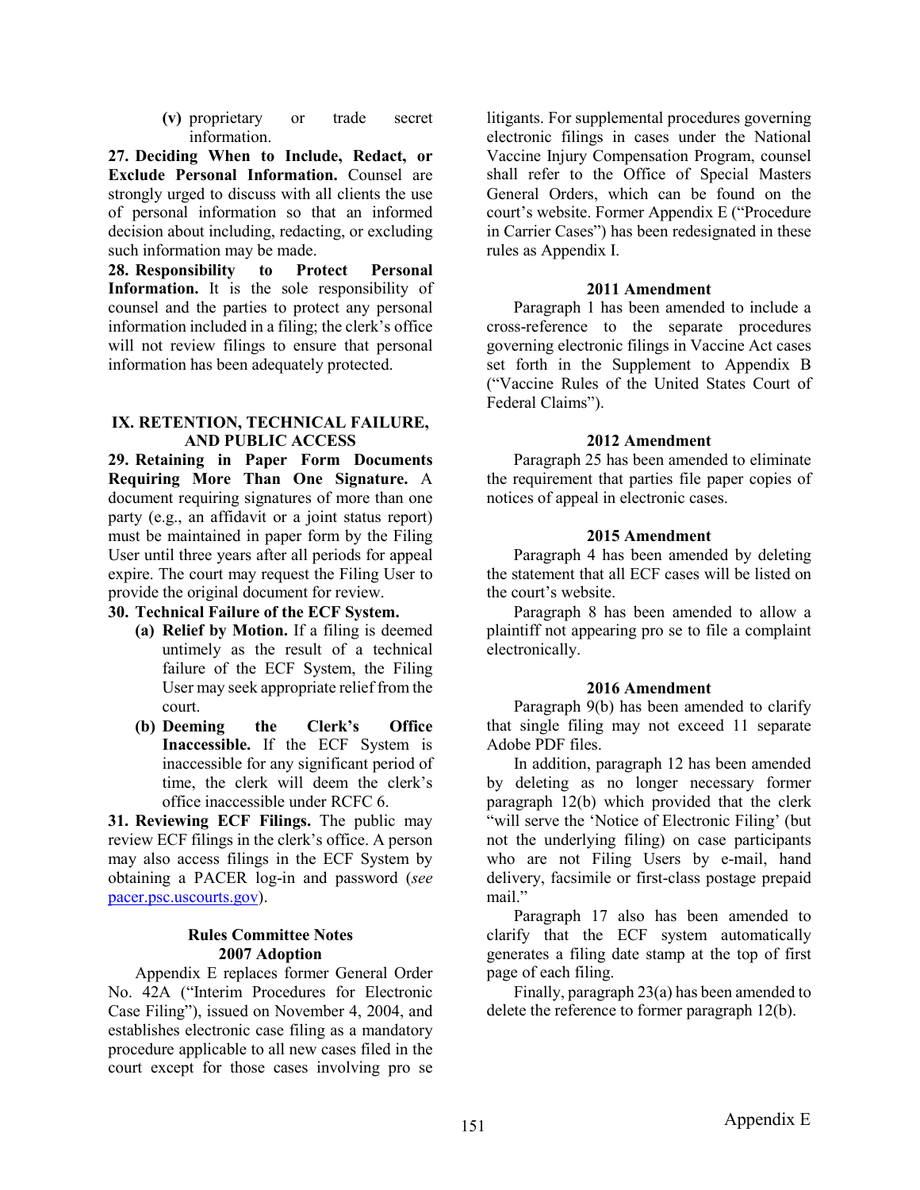(v) proprietary or trade secret information.

**27. Deciding When to Include, Redact, or Exclude Personal Information.** Counsel are strongly urged to discuss with all clients the use of personal information so that an informed decision about including, redacting, or excluding such information may be made.

**28. Responsibility to Protect Personal Information.** It is the sole responsibility of counsel and the parties to protect any personal information included in a filing; the clerk's office will not review filings to ensure that personal information has been adequately protected.

## IX. RETENTION, TECHNICAL FAILURE, AND PUBLIC ACCESS

**29. Retaining in Paper Form Documents Requiring More Than One Signature.** A document requiring signatures of more than one party (e.g., an affidavit or a joint status report) must be maintained in paper form by the Filing User until three years after all periods for appeal expire. The court may request the Filing User to provide the original document for review.

**30. Technical Failure of the ECF System.**

- **(a) Relief by Motion.** If a filing is deemed untimely as the result of a technical failure of the ECF System, the Filing User may seek appropriate relief from the court.
- **(b) Deeming the Clerk's Office Inaccessible.** If the ECF System is inaccessible for any significant period of time, the clerk will deem the clerk's office inaccessible under RCFC 6.

**31. Reviewing ECF Filings.** The public may review ECF filings in the clerk's office. A person may also access filings in the ECF System by obtaining a PACER log-in and password (*see* pacer.psc.uscourts.gov).

### Rules Committee Notes
### 2007 Adoption

Appendix E replaces former General Order No. 42A ("Interim Procedures for Electronic Case Filing"), issued on November 4, 2004, and establishes electronic case filing as a mandatory procedure applicable to all new cases filed in the court except for those cases involving pro se litigants. For supplemental procedures governing electronic filings in cases under the National Vaccine Injury Compensation Program, counsel shall refer to the Office of Special Masters General Orders, which can be found on the court's website. Former Appendix E ("Procedure in Carrier Cases") has been redesignated in these rules as Appendix I.

### 2011 Amendment

Paragraph 1 has been amended to include a cross-reference to the separate procedures governing electronic filings in Vaccine Act cases set forth in the Supplement to Appendix B ("Vaccine Rules of the United States Court of Federal Claims").

### 2012 Amendment

Paragraph 25 has been amended to eliminate the requirement that parties file paper copies of notices of appeal in electronic cases.

### 2015 Amendment

Paragraph 4 has been amended by deleting the statement that all ECF cases will be listed on the court's website.

Paragraph 8 has been amended to allow a plaintiff not appearing pro se to file a complaint electronically.

### 2016 Amendment

Paragraph 9(b) has been amended to clarify that single filing may not exceed 11 separate Adobe PDF files.

In addition, paragraph 12 has been amended by deleting as no longer necessary former paragraph 12(b) which provided that the clerk "will serve the 'Notice of Electronic Filing' (but not the underlying filing) on case participants who are not Filing Users by e-mail, hand delivery, facsimile or first-class postage prepaid mail."

Paragraph 17 also has been amended to clarify that the ECF system automatically generates a filing date stamp at the top of first page of each filing.

Finally, paragraph 23(a) has been amended to delete the reference to former paragraph 12(b).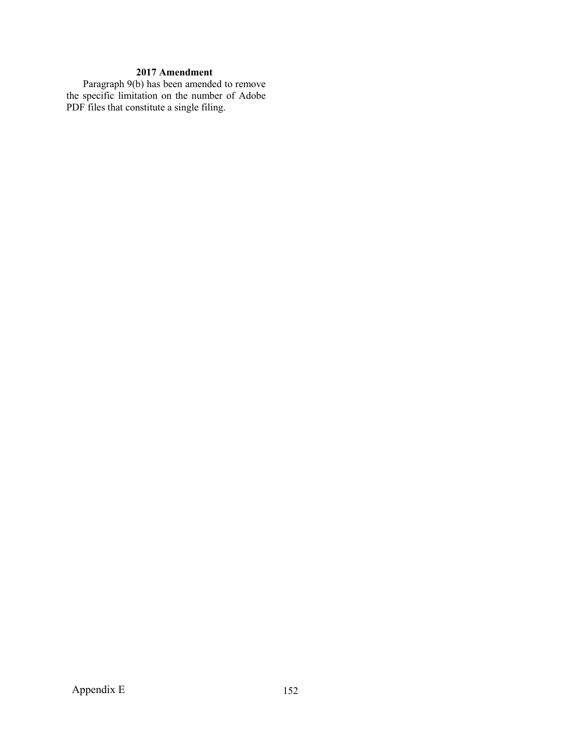**2017 Amendment**

Paragraph 9(b) has been amended to remove the specific limitation on the number of Adobe PDF files that constitute a single filing.